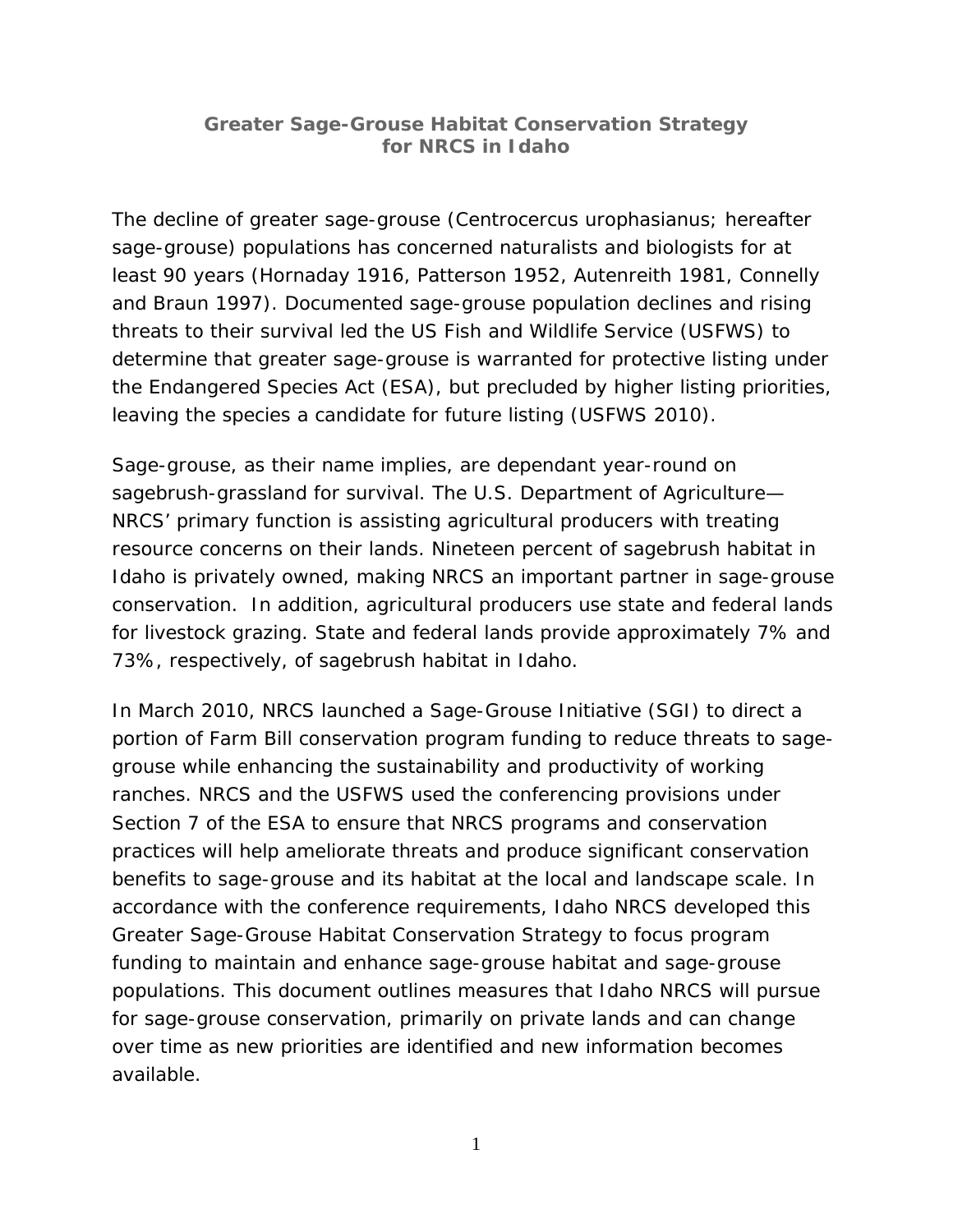# Greater Sage-Grouse Habitat Conservation Strategy for NRCS in Idaho

The decline of greater sage-grouse (*Centrocercus urophasianus*; hereafter sage-grouse) populations has concerned naturalists and biologists for at least 90 years (Hornaday 1916, Patterson 1952, Autenreith 1981, Connelly and Braun 1997). Documented sage-grouse population declines and rising threats to their survival led the US Fish and Wildlife Service (USFWS) to determine that greater sage-grouse is warranted for protective listing under the Endangered Species Act (ESA), but precluded by higher listing priorities, leaving the species a candidate for future listing (USFWS 2010).

Sage-grouse, as their name implies, are dependant year-round on sagebrush-grassland for survival. The U.S. Department of Agriculture—NRCS' primary function is assisting agricultural producers with treating resource concerns on their lands. Nineteen percent of sagebrush habitat in Idaho is privately owned, making NRCS an important partner in sage-grouse conservation. In addition, agricultural producers use state and federal lands for livestock grazing. State and federal lands provide approximately 7% and 73%, respectively, of sagebrush habitat in Idaho.

In March 2010, NRCS launched a Sage-Grouse Initiative (SGI) to direct a portion of Farm Bill conservation program funding to reduce threats to sage-grouse while enhancing the sustainability and productivity of working ranches. NRCS and the USFWS used the conferencing provisions under Section 7 of the ESA to ensure that NRCS programs and conservation practices will help ameliorate threats and produce significant conservation benefits to sage-grouse and its habitat at the local and landscape scale. In accordance with the conference requirements, Idaho NRCS developed this Greater Sage-Grouse Habitat Conservation Strategy to focus program funding to maintain and enhance sage-grouse habitat and sage-grouse populations. This document outlines measures that Idaho NRCS will pursue for sage-grouse conservation, primarily on private lands and can change over time as new priorities are identified and new information becomes available.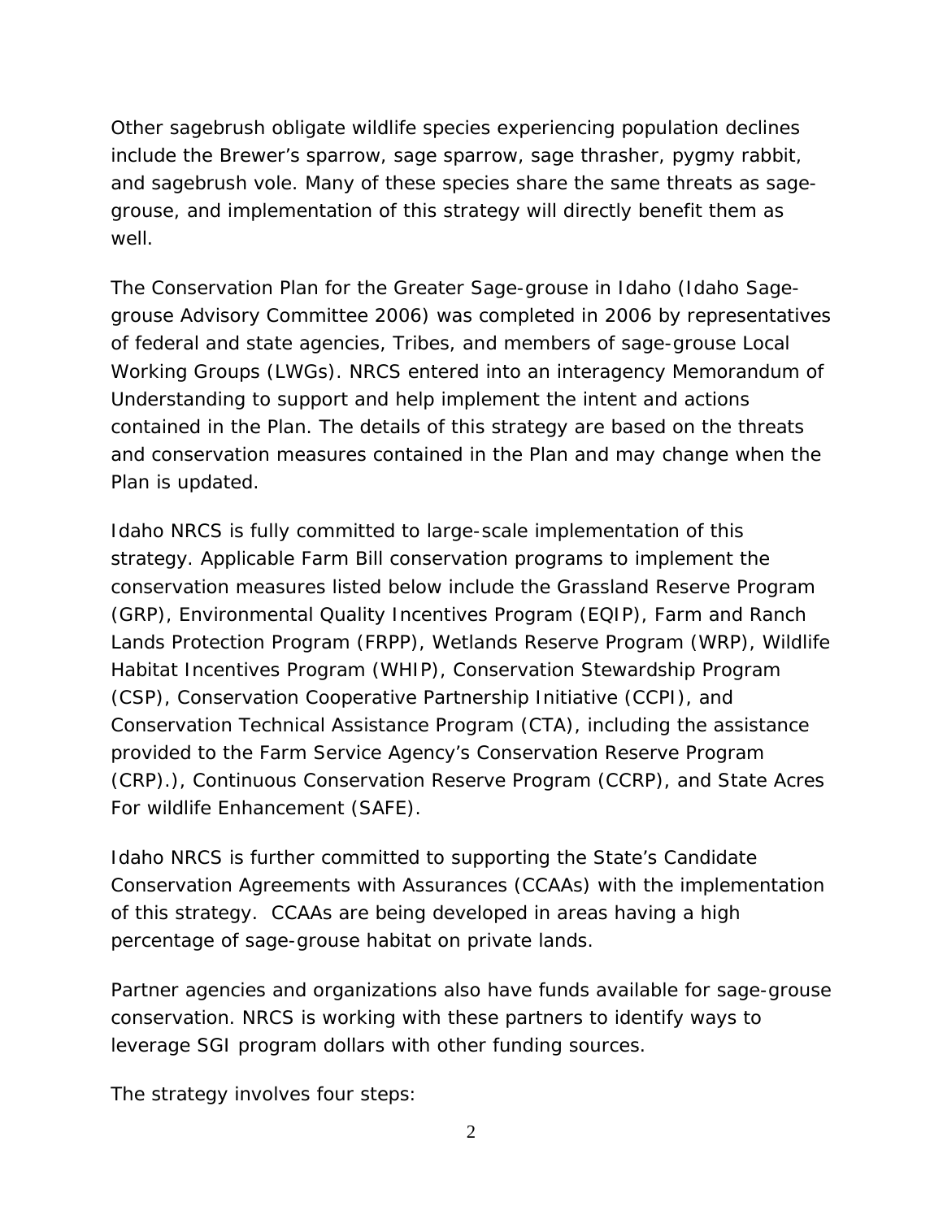Other sagebrush obligate wildlife species experiencing population declines include the Brewer's sparrow, sage sparrow, sage thrasher, pygmy rabbit, and sagebrush vole. Many of these species share the same threats as sage-grouse, and implementation of this strategy will directly benefit them as well.

The Conservation Plan for the Greater Sage-grouse in Idaho (Idaho Sage-grouse Advisory Committee 2006) was completed in 2006 by representatives of federal and state agencies, Tribes, and members of sage-grouse Local Working Groups (LWGs). NRCS entered into an interagency Memorandum of Understanding to support and help implement the intent and actions contained in the Plan. The details of this strategy are based on the threats and conservation measures contained in the Plan and may change when the Plan is updated.

Idaho NRCS is fully committed to large-scale implementation of this strategy. Applicable Farm Bill conservation programs to implement the conservation measures listed below include the Grassland Reserve Program (GRP), Environmental Quality Incentives Program (EQIP), Farm and Ranch Lands Protection Program (FRPP), Wetlands Reserve Program (WRP), Wildlife Habitat Incentives Program (WHIP), Conservation Stewardship Program (CSP), Conservation Cooperative Partnership Initiative (CCPI), and Conservation Technical Assistance Program (CTA), including the assistance provided to the Farm Service Agency's Conservation Reserve Program (CRP).), Continuous Conservation Reserve Program (CCRP), and State Acres For wildlife Enhancement (SAFE).

Idaho NRCS is further committed to supporting the State's Candidate Conservation Agreements with Assurances (CCAAs) with the implementation of this strategy. CCAAs are being developed in areas having a high percentage of sage-grouse habitat on private lands.

Partner agencies and organizations also have funds available for sage-grouse conservation. NRCS is working with these partners to identify ways to leverage SGI program dollars with other funding sources.

The strategy involves four steps: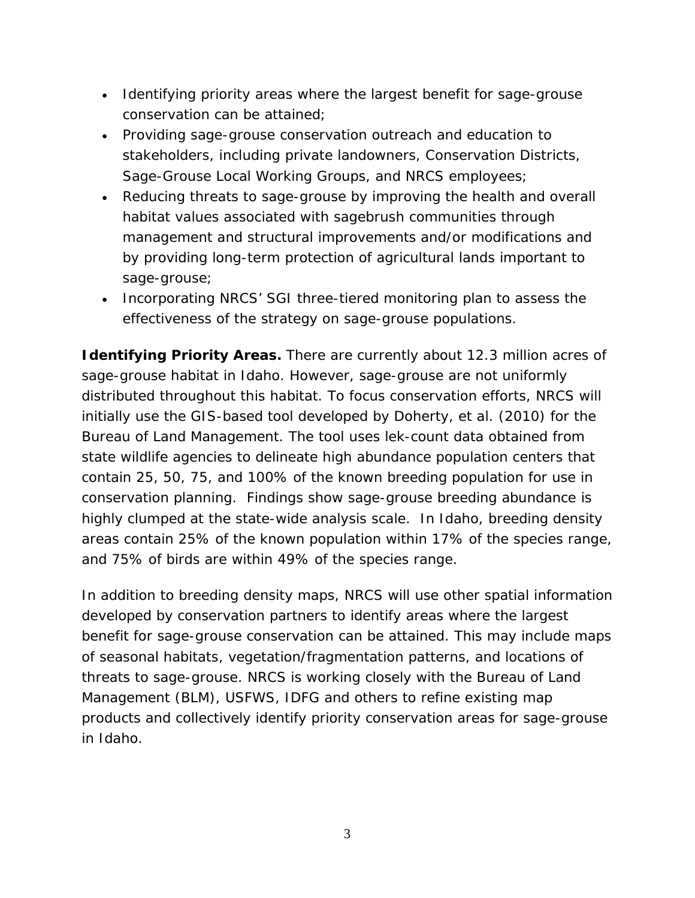- Identifying priority areas where the largest benefit for sage-grouse conservation can be attained;
- Providing sage-grouse conservation outreach and education to stakeholders, including private landowners, Conservation Districts, Sage-Grouse Local Working Groups, and NRCS employees;
- Reducing threats to sage-grouse by improving the health and overall habitat values associated with sagebrush communities through management and structural improvements and/or modifications and by providing long-term protection of agricultural lands important to sage-grouse;
- Incorporating NRCS' SGI three-tiered monitoring plan to assess the effectiveness of the strategy on sage-grouse populations.

**Identifying Priority Areas.** There are currently about 12.3 million acres of sage-grouse habitat in Idaho. However, sage-grouse are not uniformly distributed throughout this habitat. To focus conservation efforts, NRCS will initially use the GIS-based tool developed by Doherty, et al. (2010) for the Bureau of Land Management. The tool uses lek-count data obtained from state wildlife agencies to delineate high abundance population centers that contain 25, 50, 75, and 100% of the known breeding population for use in conservation planning. Findings show sage-grouse breeding abundance is highly clumped at the state-wide analysis scale. In Idaho, breeding density areas contain 25% of the known population within 17% of the species range, and 75% of birds are within 49% of the species range.

In addition to breeding density maps, NRCS will use other spatial information developed by conservation partners to identify areas where the largest benefit for sage-grouse conservation can be attained. This may include maps of seasonal habitats, vegetation/fragmentation patterns, and locations of threats to sage-grouse. NRCS is working closely with the Bureau of Land Management (BLM), USFWS, IDFG and others to refine existing map products and collectively identify priority conservation areas for sage-grouse in Idaho.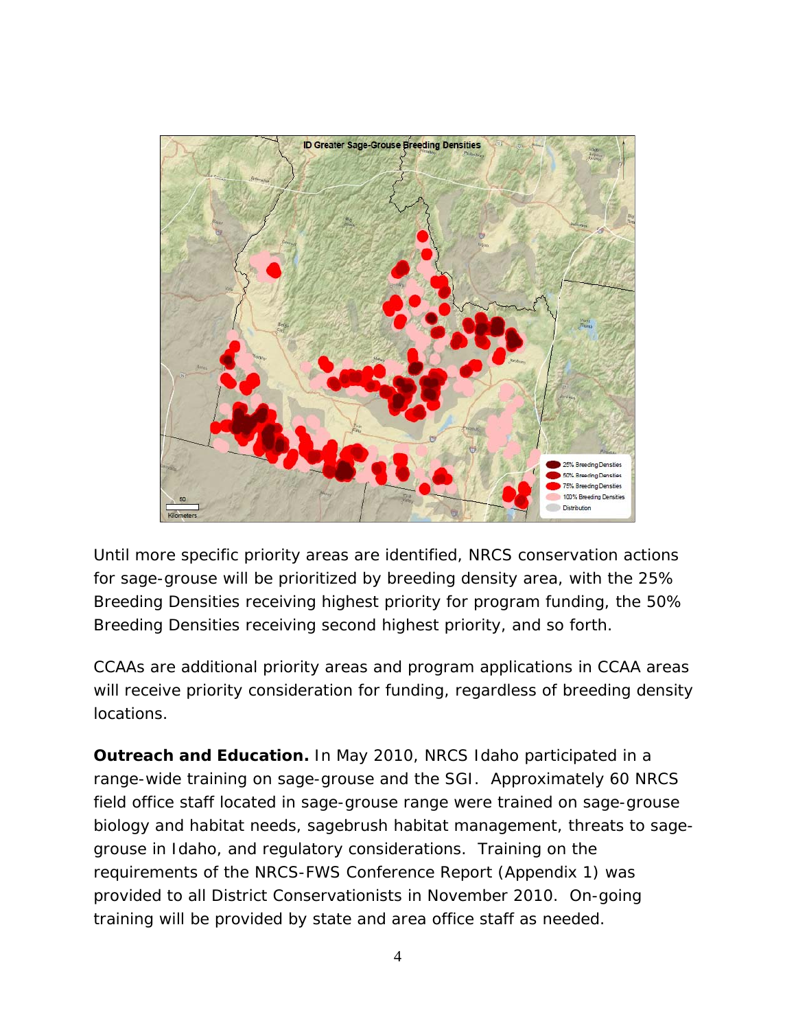Until more specific priority areas are identified, NRCS conservation actions for sage-grouse will be prioritized by breeding density area, with the 25% Breeding Densities receiving highest priority for program funding, the 50% Breeding Densities receiving second highest priority, and so forth.

CCAAs are additional priority areas and program applications in CCAA areas will receive priority consideration for funding, regardless of breeding density locations.

**Outreach and Education.** In May 2010, NRCS Idaho participated in a range-wide training on sage-grouse and the SGI. Approximately 60 NRCS field office staff located in sage-grouse range were trained on sage-grouse biology and habitat needs, sagebrush habitat management, threats to sage-grouse in Idaho, and regulatory considerations. Training on the requirements of the NRCS-FWS Conference Report (Appendix 1) was provided to all District Conservationists in November 2010. On-going training will be provided by state and area office staff as needed.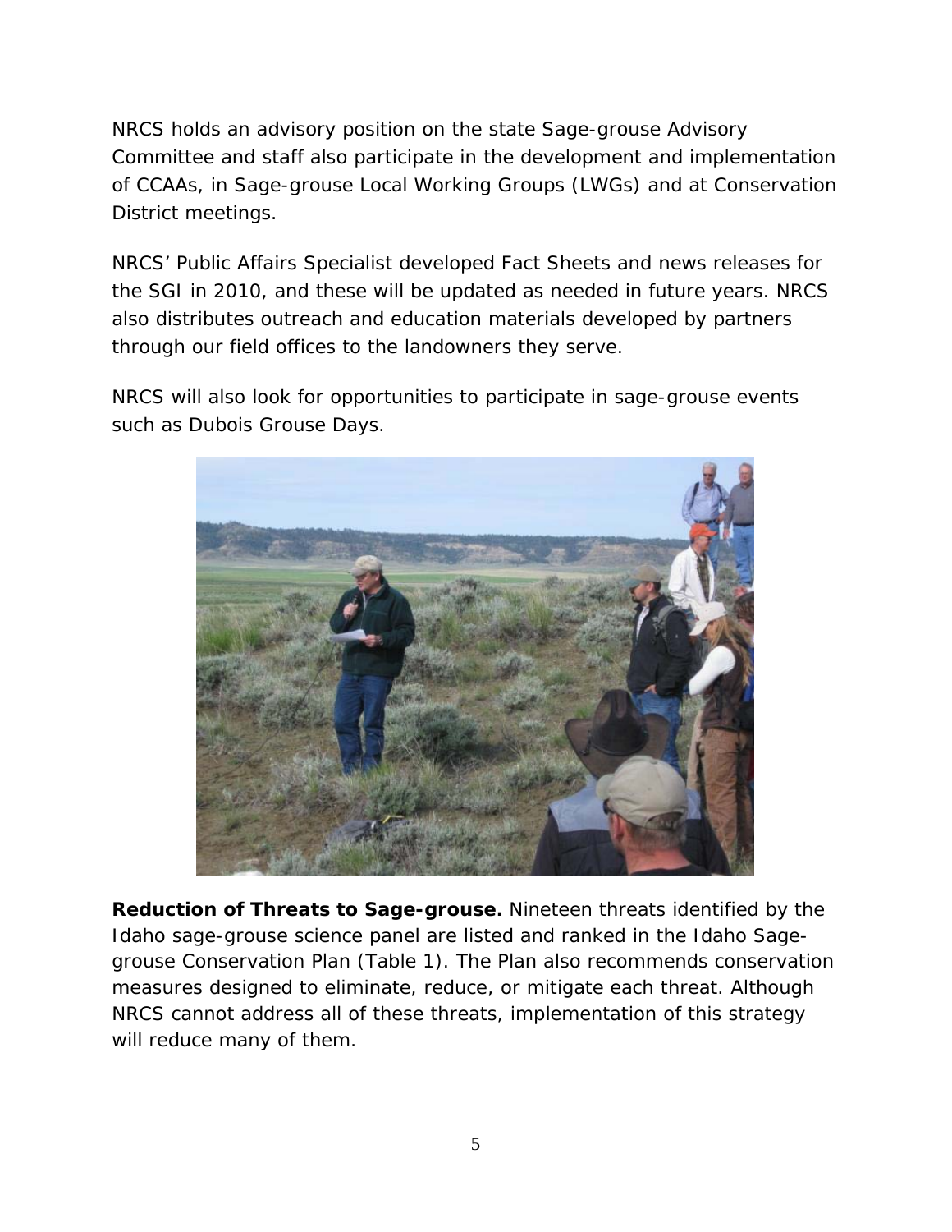NRCS holds an advisory position on the state Sage-grouse Advisory Committee and staff also participate in the development and implementation of CCAAs, in Sage-grouse Local Working Groups (LWGs) and at Conservation District meetings.

NRCS' Public Affairs Specialist developed Fact Sheets and news releases for the SGI in 2010, and these will be updated as needed in future years. NRCS also distributes outreach and education materials developed by partners through our field offices to the landowners they serve.

NRCS will also look for opportunities to participate in sage-grouse events such as Dubois Grouse Days.

**Reduction of Threats to Sage-grouse.** Nineteen threats identified by the Idaho sage-grouse science panel are listed and ranked in the Idaho Sage-grouse Conservation Plan (Table 1). The Plan also recommends conservation measures designed to eliminate, reduce, or mitigate each threat. Although NRCS cannot address all of these threats, implementation of this strategy will reduce many of them.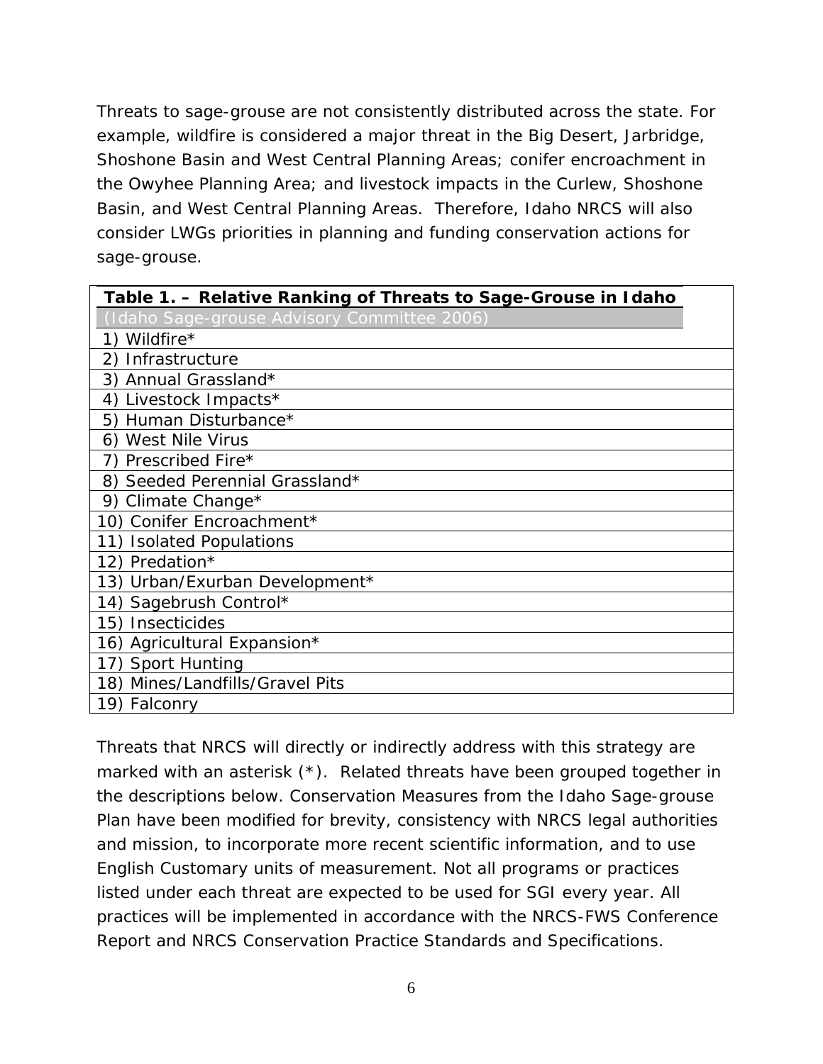Threats to sage-grouse are not consistently distributed across the state. For example, wildfire is considered a major threat in the Big Desert, Jarbridge, Shoshone Basin and West Central Planning Areas; conifer encroachment in the Owyhee Planning Area; and livestock impacts in the Curlew, Shoshone Basin, and West Central Planning Areas. Therefore, Idaho NRCS will also consider LWGs priorities in planning and funding conservation actions for sage-grouse.

| **Table 1. – Relative Ranking of Threats to Sage-Grouse in Idaho** (Idaho Sage-grouse Advisory Committee 2006) |
|---|
| 1) Wildfire* |
| 2) Infrastructure |
| 3) Annual Grassland* |
| 4) Livestock Impacts* |
| 5) Human Disturbance* |
| 6) West Nile Virus |
| 7) Prescribed Fire* |
| 8) Seeded Perennial Grassland* |
| 9) Climate Change* |
| 10) Conifer Encroachment* |
| 11) Isolated Populations |
| 12) Predation* |
| 13) Urban/Exurban Development* |
| 14) Sagebrush Control* |
| 15) Insecticides |
| 16) Agricultural Expansion* |
| 17) Sport Hunting |
| 18) Mines/Landfills/Gravel Pits |
| 19) Falconry |

Threats that NRCS will directly or indirectly address with this strategy are marked with an asterisk (*). Related threats have been grouped together in the descriptions below. Conservation Measures from the Idaho Sage-grouse Plan have been modified for brevity, consistency with NRCS legal authorities and mission, to incorporate more recent scientific information, and to use English Customary units of measurement. Not all programs or practices listed under each threat are expected to be used for SGI every year. All practices will be implemented in accordance with the NRCS-FWS Conference Report and NRCS Conservation Practice Standards and Specifications.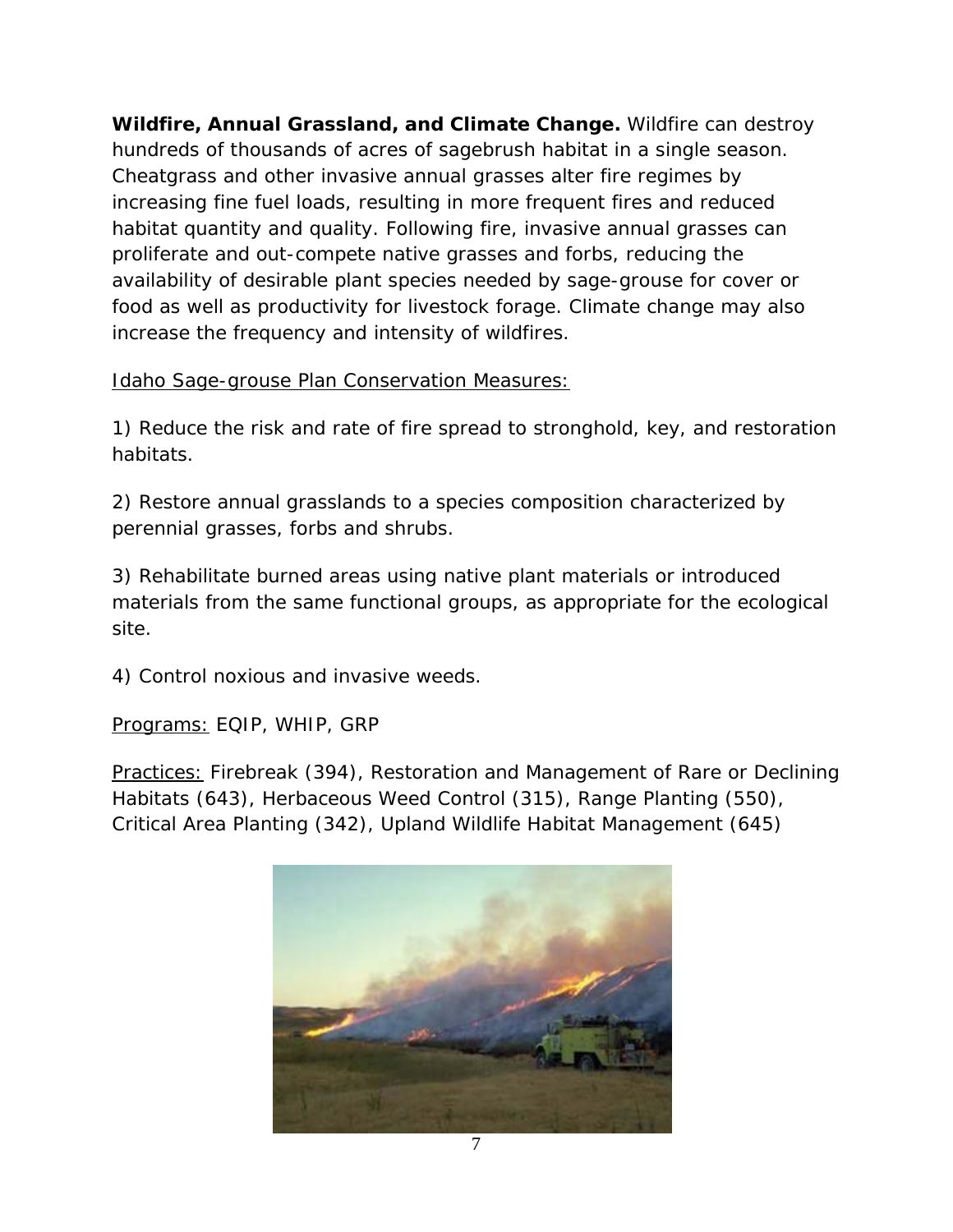**Wildfire, Annual Grassland, and Climate Change.** Wildfire can destroy hundreds of thousands of acres of sagebrush habitat in a single season. Cheatgrass and other invasive annual grasses alter fire regimes by increasing fine fuel loads, resulting in more frequent fires and reduced habitat quantity and quality. Following fire, invasive annual grasses can proliferate and out-compete native grasses and forbs, reducing the availability of desirable plant species needed by sage-grouse for cover or food as well as productivity for livestock forage. Climate change may also increase the frequency and intensity of wildfires.

<u>Idaho Sage-grouse Plan Conservation Measures:</u>

1) Reduce the risk and rate of fire spread to stronghold, key, and restoration habitats.

2) Restore annual grasslands to a species composition characterized by perennial grasses, forbs and shrubs.

3) Rehabilitate burned areas using native plant materials or introduced materials from the same functional groups, as appropriate for the ecological site.

4) Control noxious and invasive weeds.

<u>Programs:</u> EQIP, WHIP, GRP

<u>Practices:</u> Firebreak (394), Restoration and Management of Rare or Declining Habitats (643), Herbaceous Weed Control (315), Range Planting (550), Critical Area Planting (342), Upland Wildlife Habitat Management (645)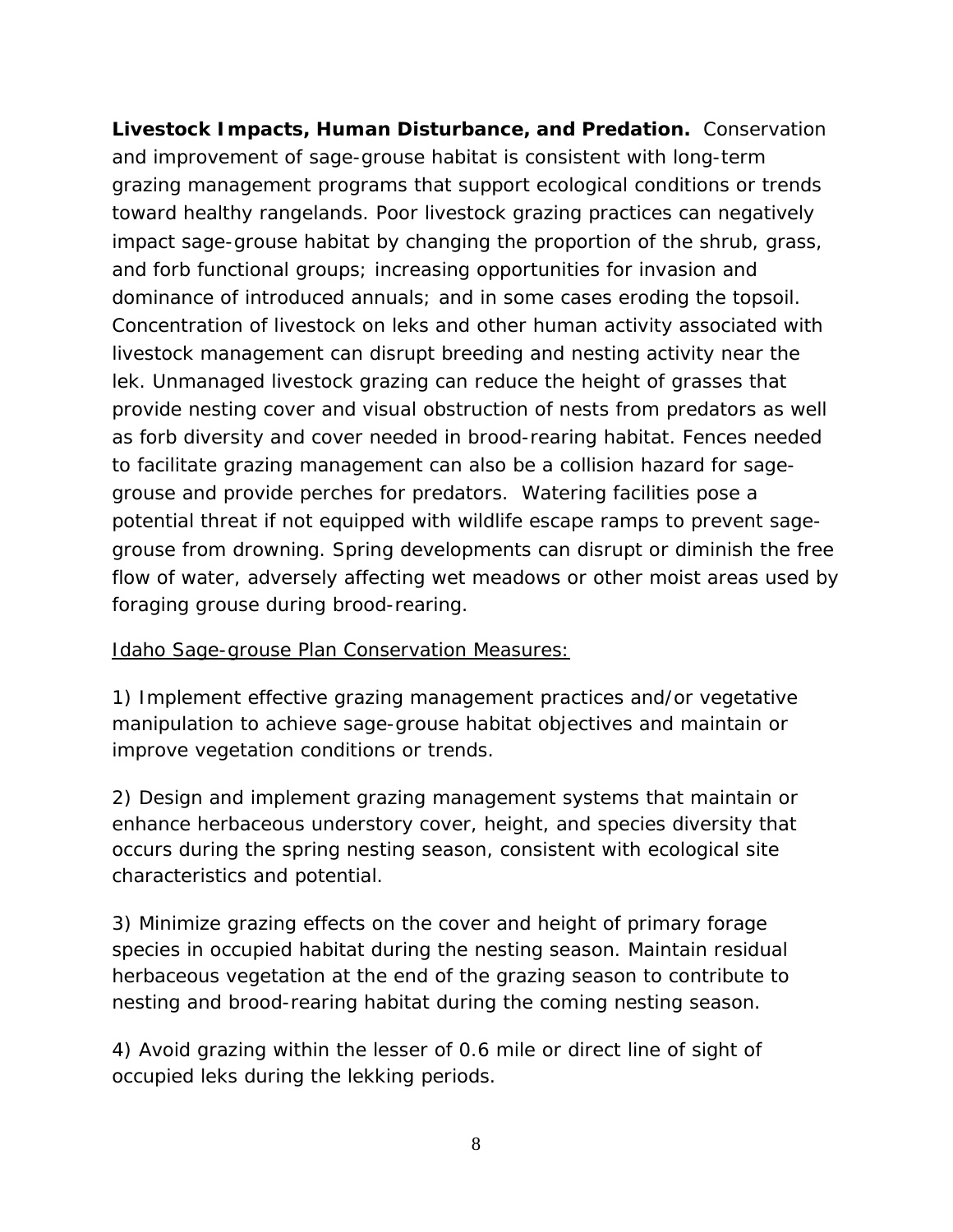**Livestock Impacts, Human Disturbance, and Predation.** Conservation and improvement of sage-grouse habitat is consistent with long-term grazing management programs that support ecological conditions or trends toward healthy rangelands. Poor livestock grazing practices can negatively impact sage-grouse habitat by changing the proportion of the shrub, grass, and forb functional groups; increasing opportunities for invasion and dominance of introduced annuals; and in some cases eroding the topsoil. Concentration of livestock on leks and other human activity associated with livestock management can disrupt breeding and nesting activity near the lek. Unmanaged livestock grazing can reduce the height of grasses that provide nesting cover and visual obstruction of nests from predators as well as forb diversity and cover needed in brood-rearing habitat. Fences needed to facilitate grazing management can also be a collision hazard for sage-grouse and provide perches for predators. Watering facilities pose a potential threat if not equipped with wildlife escape ramps to prevent sage-grouse from drowning. Spring developments can disrupt or diminish the free flow of water, adversely affecting wet meadows or other moist areas used by foraging grouse during brood-rearing.

Idaho Sage-grouse Plan Conservation Measures:

1) Implement effective grazing management practices and/or vegetative manipulation to achieve sage-grouse habitat objectives and maintain or improve vegetation conditions or trends.

2) Design and implement grazing management systems that maintain or enhance herbaceous understory cover, height, and species diversity that occurs during the spring nesting season, consistent with ecological site characteristics and potential.

3) Minimize grazing effects on the cover and height of primary forage species in occupied habitat during the nesting season. Maintain residual herbaceous vegetation at the end of the grazing season to contribute to nesting and brood-rearing habitat during the coming nesting season.

4) Avoid grazing within the lesser of 0.6 mile or direct line of sight of occupied leks during the lekking periods.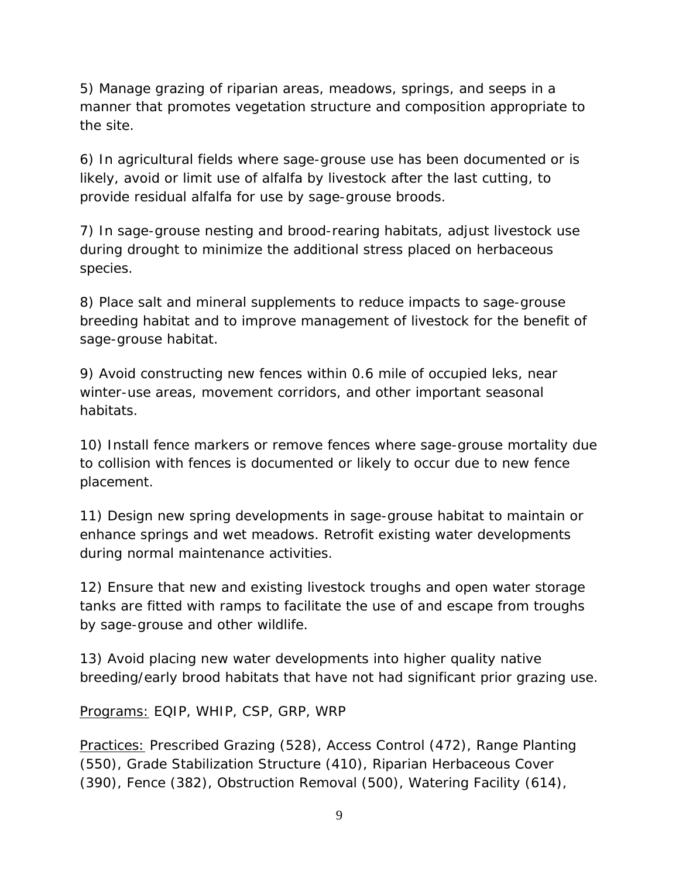5) Manage grazing of riparian areas, meadows, springs, and seeps in a manner that promotes vegetation structure and composition appropriate to the site.

6) In agricultural fields where sage-grouse use has been documented or is likely, avoid or limit use of alfalfa by livestock after the last cutting, to provide residual alfalfa for use by sage-grouse broods.

7) In sage-grouse nesting and brood-rearing habitats, adjust livestock use during drought to minimize the additional stress placed on herbaceous species.

8) Place salt and mineral supplements to reduce impacts to sage-grouse breeding habitat and to improve management of livestock for the benefit of sage-grouse habitat.

9) Avoid constructing new fences within 0.6 mile of occupied leks, near winter-use areas, movement corridors, and other important seasonal habitats.

10) Install fence markers or remove fences where sage-grouse mortality due to collision with fences is documented or likely to occur due to new fence placement.

11) Design new spring developments in sage-grouse habitat to maintain or enhance springs and wet meadows. Retrofit existing water developments during normal maintenance activities.

12) Ensure that new and existing livestock troughs and open water storage tanks are fitted with ramps to facilitate the use of and escape from troughs by sage-grouse and other wildlife.

13) Avoid placing new water developments into higher quality native breeding/early brood habitats that have not had significant prior grazing use.

<u>Programs:</u> EQIP, WHIP, CSP, GRP, WRP

<u>Practices:</u> Prescribed Grazing (528), Access Control (472), Range Planting (550), Grade Stabilization Structure (410), Riparian Herbaceous Cover (390), Fence (382), Obstruction Removal (500), Watering Facility (614),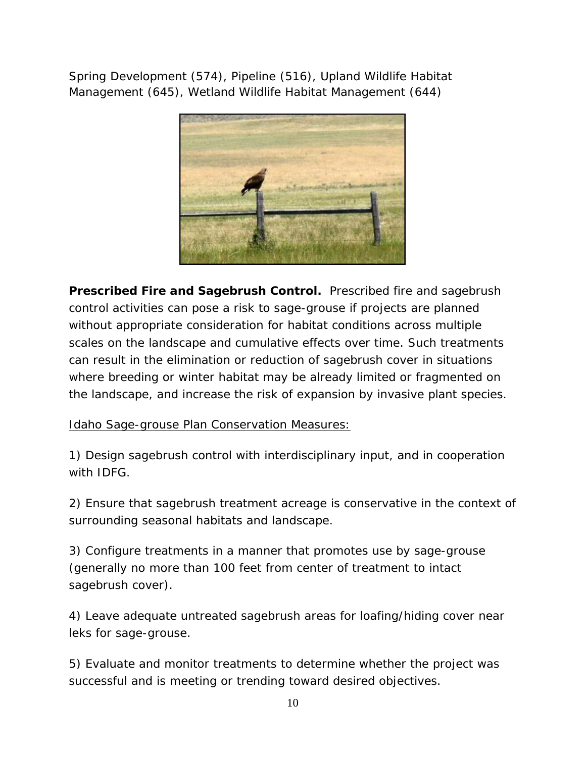Spring Development (574), Pipeline (516), Upland Wildlife Habitat Management (645), Wetland Wildlife Habitat Management (644)

**Prescribed Fire and Sagebrush Control.** Prescribed fire and sagebrush control activities can pose a risk to sage-grouse if projects are planned without appropriate consideration for habitat conditions across multiple scales on the landscape and cumulative effects over time. Such treatments can result in the elimination or reduction of sagebrush cover in situations where breeding or winter habitat may be already limited or fragmented on the landscape, and increase the risk of expansion by invasive plant species.

Idaho Sage-grouse Plan Conservation Measures:

1) Design sagebrush control with interdisciplinary input, and in cooperation with IDFG.

2) Ensure that sagebrush treatment acreage is conservative in the context of surrounding seasonal habitats and landscape.

3) Configure treatments in a manner that promotes use by sage-grouse (generally no more than 100 feet from center of treatment to intact sagebrush cover).

4) Leave adequate untreated sagebrush areas for loafing/hiding cover near leks for sage-grouse.

5) Evaluate and monitor treatments to determine whether the project was successful and is meeting or trending toward desired objectives.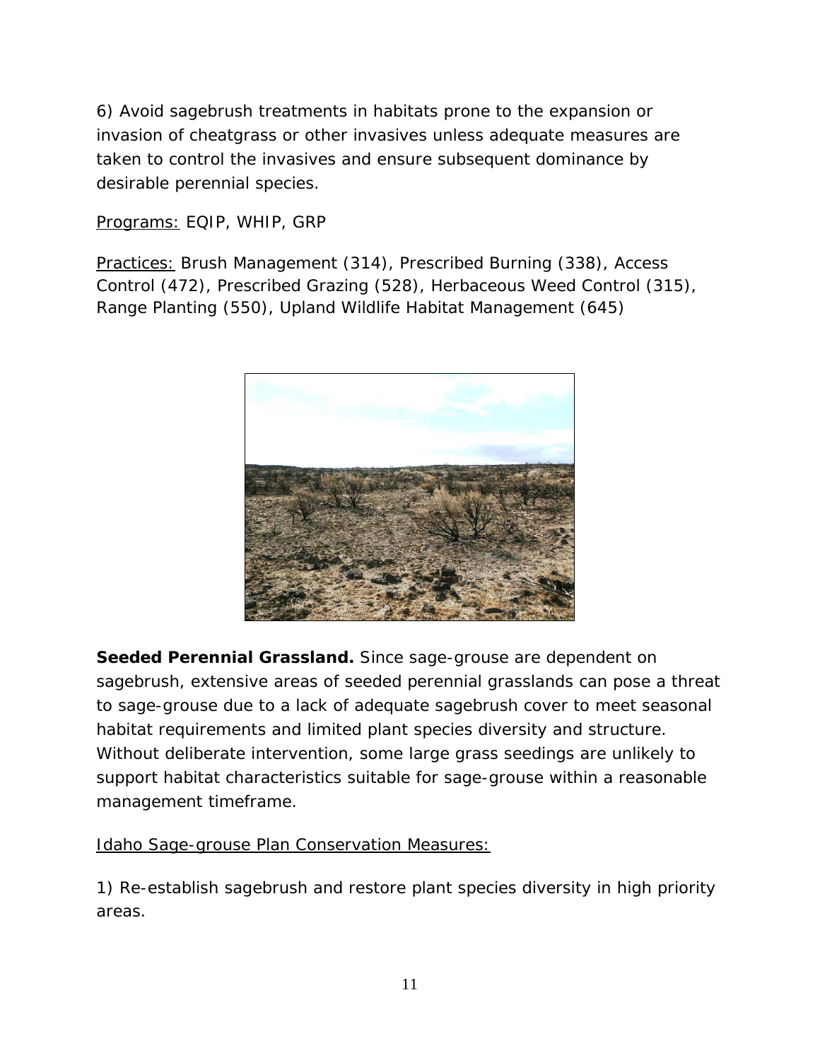6) Avoid sagebrush treatments in habitats prone to the expansion or invasion of cheatgrass or other invasives unless adequate measures are taken to control the invasives and ensure subsequent dominance by desirable perennial species.

Programs: EQIP, WHIP, GRP

Practices: Brush Management (314), Prescribed Burning (338), Access Control (472), Prescribed Grazing (528), Herbaceous Weed Control (315), Range Planting (550), Upland Wildlife Habitat Management (645)

**Seeded Perennial Grassland.** Since sage-grouse are dependent on sagebrush, extensive areas of seeded perennial grasslands can pose a threat to sage-grouse due to a lack of adequate sagebrush cover to meet seasonal habitat requirements and limited plant species diversity and structure. Without deliberate intervention, some large grass seedings are unlikely to support habitat characteristics suitable for sage-grouse within a reasonable management timeframe.

Idaho Sage-grouse Plan Conservation Measures:

1) Re-establish sagebrush and restore plant species diversity in high priority areas.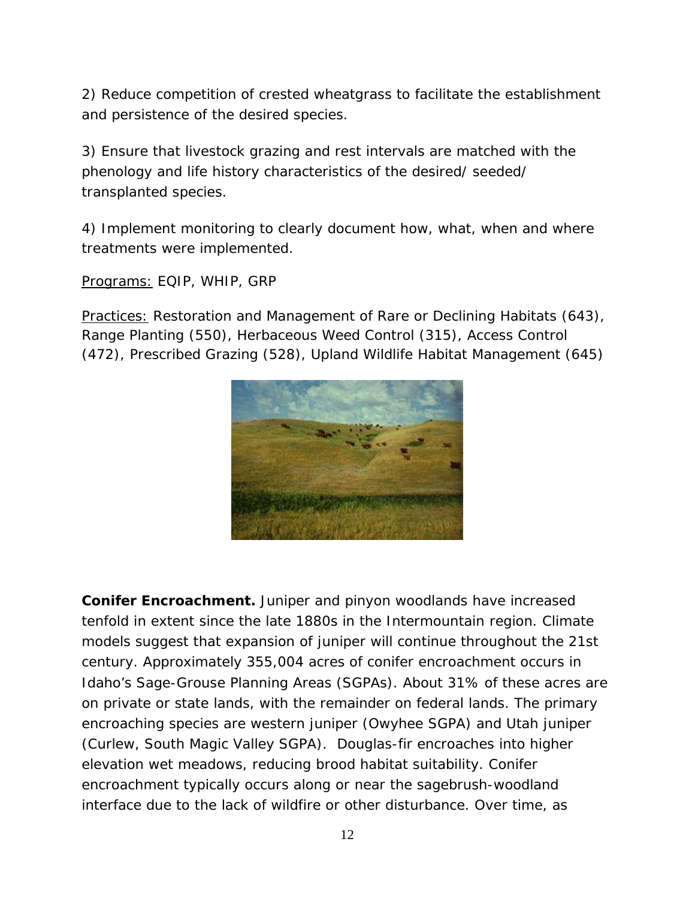2) Reduce competition of crested wheatgrass to facilitate the establishment and persistence of the desired species.

3) Ensure that livestock grazing and rest intervals are matched with the phenology and life history characteristics of the desired/ seeded/ transplanted species.

4) Implement monitoring to clearly document how, what, when and where treatments were implemented.

Programs: EQIP, WHIP, GRP

Practices: Restoration and Management of Rare or Declining Habitats (643), Range Planting (550), Herbaceous Weed Control (315), Access Control (472), Prescribed Grazing (528), Upland Wildlife Habitat Management (645)

**Conifer Encroachment.** Juniper and pinyon woodlands have increased tenfold in extent since the late 1880s in the Intermountain region. Climate models suggest that expansion of juniper will continue throughout the 21st century. Approximately 355,004 acres of conifer encroachment occurs in Idaho's Sage-Grouse Planning Areas (SGPAs). About 31% of these acres are on private or state lands, with the remainder on federal lands. The primary encroaching species are western juniper (Owyhee SGPA) and Utah juniper (Curlew, South Magic Valley SGPA). Douglas-fir encroaches into higher elevation wet meadows, reducing brood habitat suitability. Conifer encroachment typically occurs along or near the sagebrush-woodland interface due to the lack of wildfire or other disturbance. Over time, as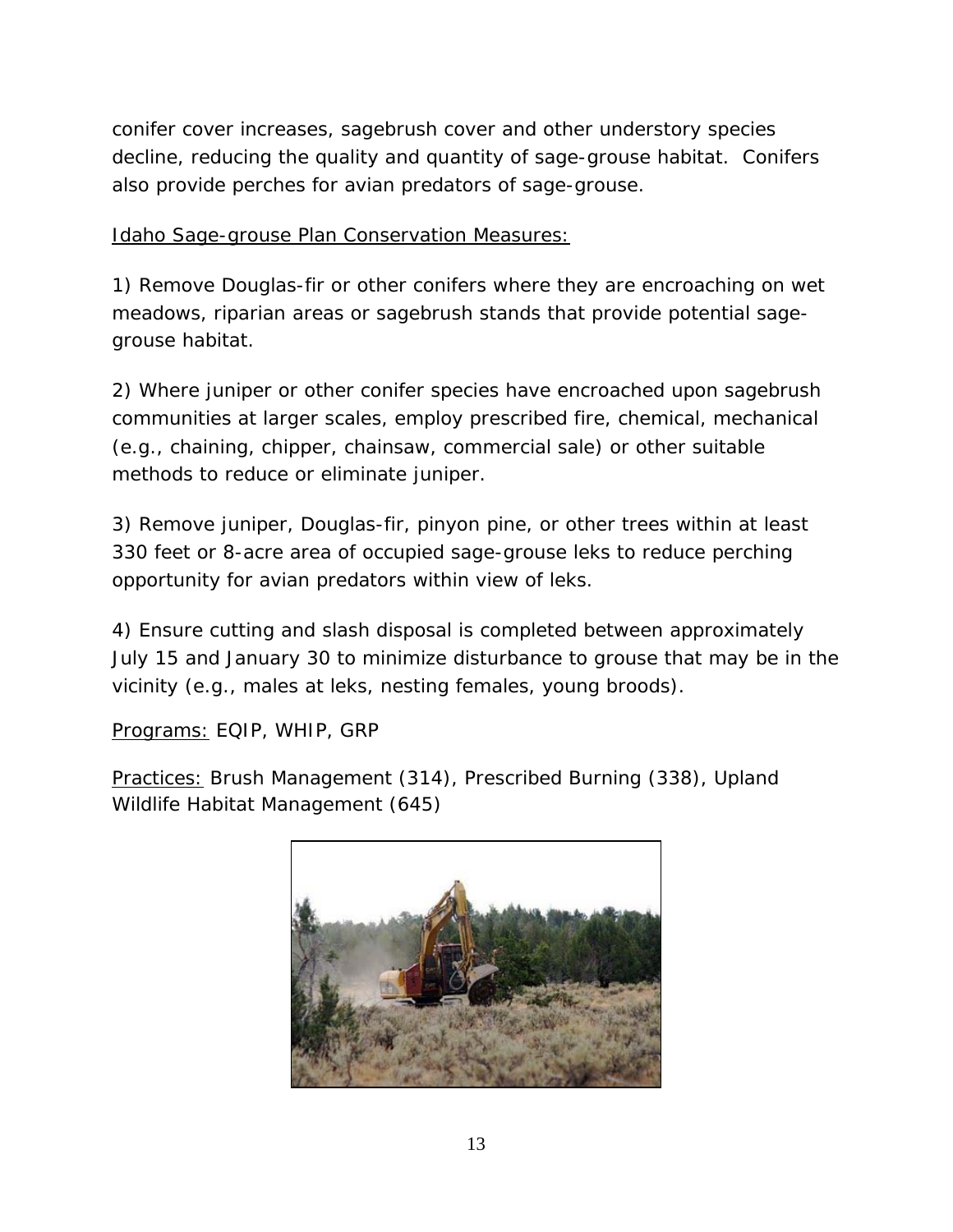conifer cover increases, sagebrush cover and other understory species decline, reducing the quality and quantity of sage-grouse habitat. Conifers also provide perches for avian predators of sage-grouse.

<u>Idaho Sage-grouse Plan Conservation Measures:</u>

1) Remove Douglas-fir or other conifers where they are encroaching on wet meadows, riparian areas or sagebrush stands that provide potential sage-grouse habitat.

2) Where juniper or other conifer species have encroached upon sagebrush communities at larger scales, employ prescribed fire, chemical, mechanical (e.g., chaining, chipper, chainsaw, commercial sale) or other suitable methods to reduce or eliminate juniper.

3) Remove juniper, Douglas-fir, pinyon pine, or other trees within at least 330 feet or 8-acre area of occupied sage-grouse leks to reduce perching opportunity for avian predators within view of leks.

4) Ensure cutting and slash disposal is completed between approximately July 15 and January 30 to minimize disturbance to grouse that may be in the vicinity (e.g., males at leks, nesting females, young broods).

<u>Programs:</u> EQIP, WHIP, GRP

<u>Practices:</u> Brush Management (314), Prescribed Burning (338), Upland Wildlife Habitat Management (645)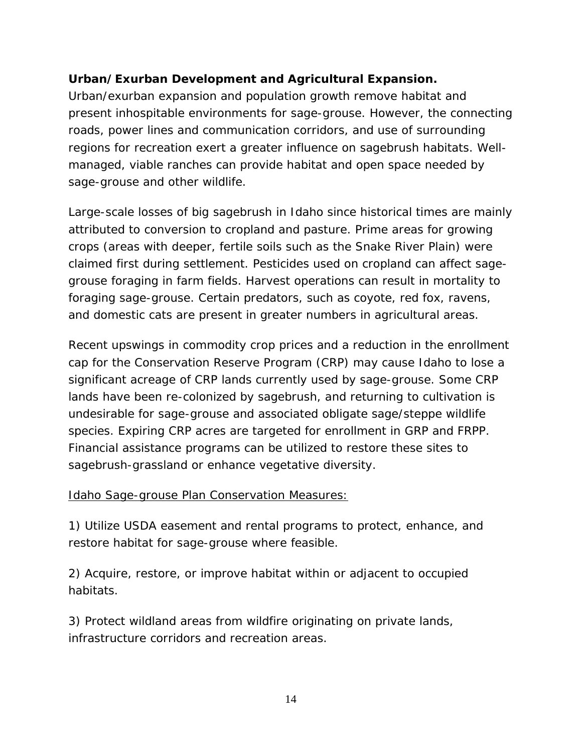**Urban/Exurban Development and Agricultural Expansion.** Urban/exurban expansion and population growth remove habitat and present inhospitable environments for sage-grouse. However, the connecting roads, power lines and communication corridors, and use of surrounding regions for recreation exert a greater influence on sagebrush habitats. Well-managed, viable ranches can provide habitat and open space needed by sage-grouse and other wildlife.

Large-scale losses of big sagebrush in Idaho since historical times are mainly attributed to conversion to cropland and pasture. Prime areas for growing crops (areas with deeper, fertile soils such as the Snake River Plain) were claimed first during settlement. Pesticides used on cropland can affect sage-grouse foraging in farm fields. Harvest operations can result in mortality to foraging sage-grouse. Certain predators, such as coyote, red fox, ravens, and domestic cats are present in greater numbers in agricultural areas.

Recent upswings in commodity crop prices and a reduction in the enrollment cap for the Conservation Reserve Program (CRP) may cause Idaho to lose a significant acreage of CRP lands currently used by sage-grouse. Some CRP lands have been re-colonized by sagebrush, and returning to cultivation is undesirable for sage-grouse and associated obligate sage/steppe wildlife species. Expiring CRP acres are targeted for enrollment in GRP and FRPP. Financial assistance programs can be utilized to restore these sites to sagebrush-grassland or enhance vegetative diversity.

<u>Idaho Sage-grouse Plan Conservation Measures:</u>

1) Utilize USDA easement and rental programs to protect, enhance, and restore habitat for sage-grouse where feasible.

2) Acquire, restore, or improve habitat within or adjacent to occupied habitats.

3) Protect wildland areas from wildfire originating on private lands, infrastructure corridors and recreation areas.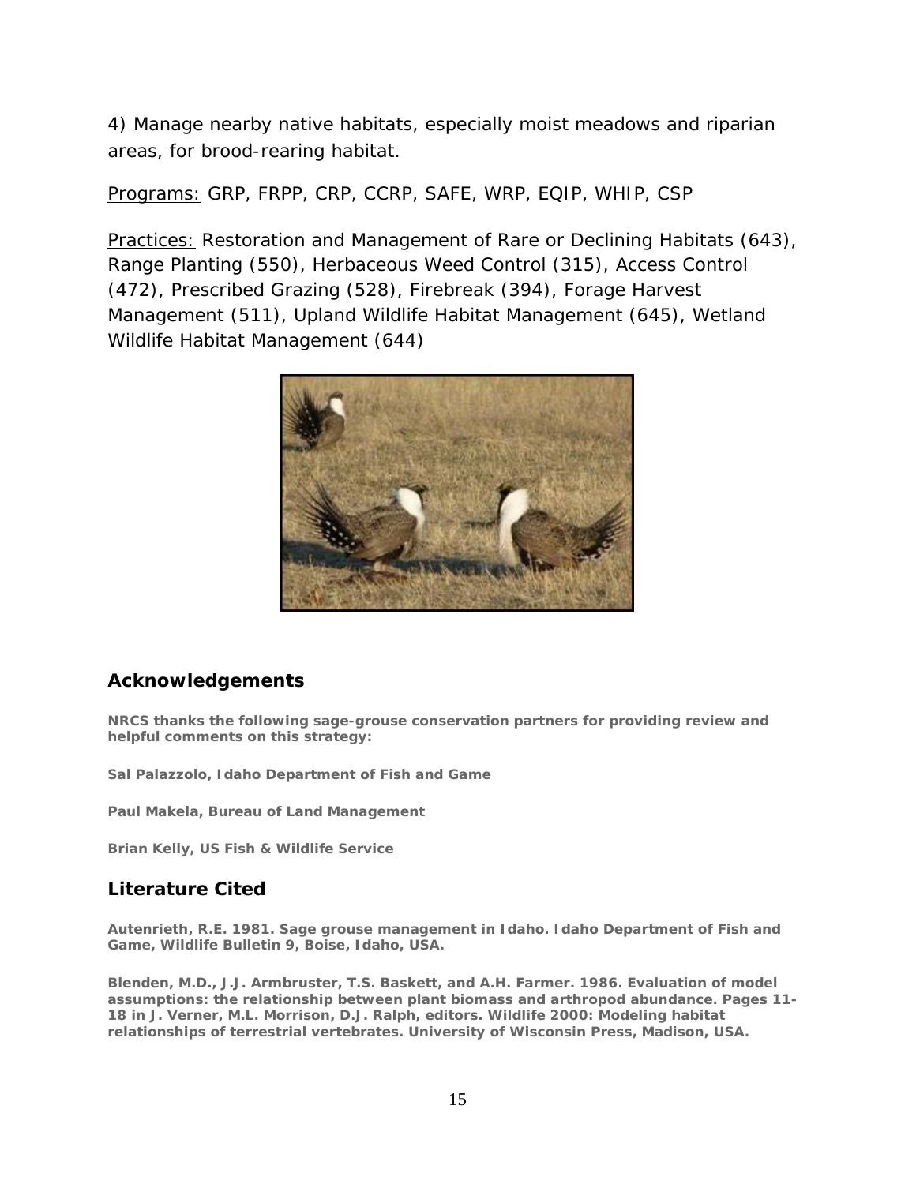4) Manage nearby native habitats, especially moist meadows and riparian areas, for brood-rearing habitat.

Programs: GRP, FRPP, CRP, CCRP, SAFE, WRP, EQIP, WHIP, CSP

Practices: Restoration and Management of Rare or Declining Habitats (643), Range Planting (550), Herbaceous Weed Control (315), Access Control (472), Prescribed Grazing (528), Firebreak (394), Forage Harvest Management (511), Upland Wildlife Habitat Management (645), Wetland Wildlife Habitat Management (644)

## Acknowledgements

**NRCS thanks the following sage-grouse conservation partners for providing review and helpful comments on this strategy:**

**Sal Palazzolo, Idaho Department of Fish and Game**

**Paul Makela, Bureau of Land Management**

**Brian Kelly, US Fish & Wildlife Service**

## Literature Cited

**Autenrieth, R.E. 1981. Sage grouse management in Idaho. Idaho Department of Fish and Game, Wildlife Bulletin 9, Boise, Idaho, USA.**

**Blenden, M.D., J.J. Armbruster, T.S. Baskett, and A.H. Farmer. 1986. Evaluation of model assumptions: the relationship between plant biomass and arthropod abundance. Pages 11-18 in J. Verner, M.L. Morrison, D.J. Ralph, editors. Wildlife 2000: Modeling habitat relationships of terrestrial vertebrates. University of Wisconsin Press, Madison, USA.**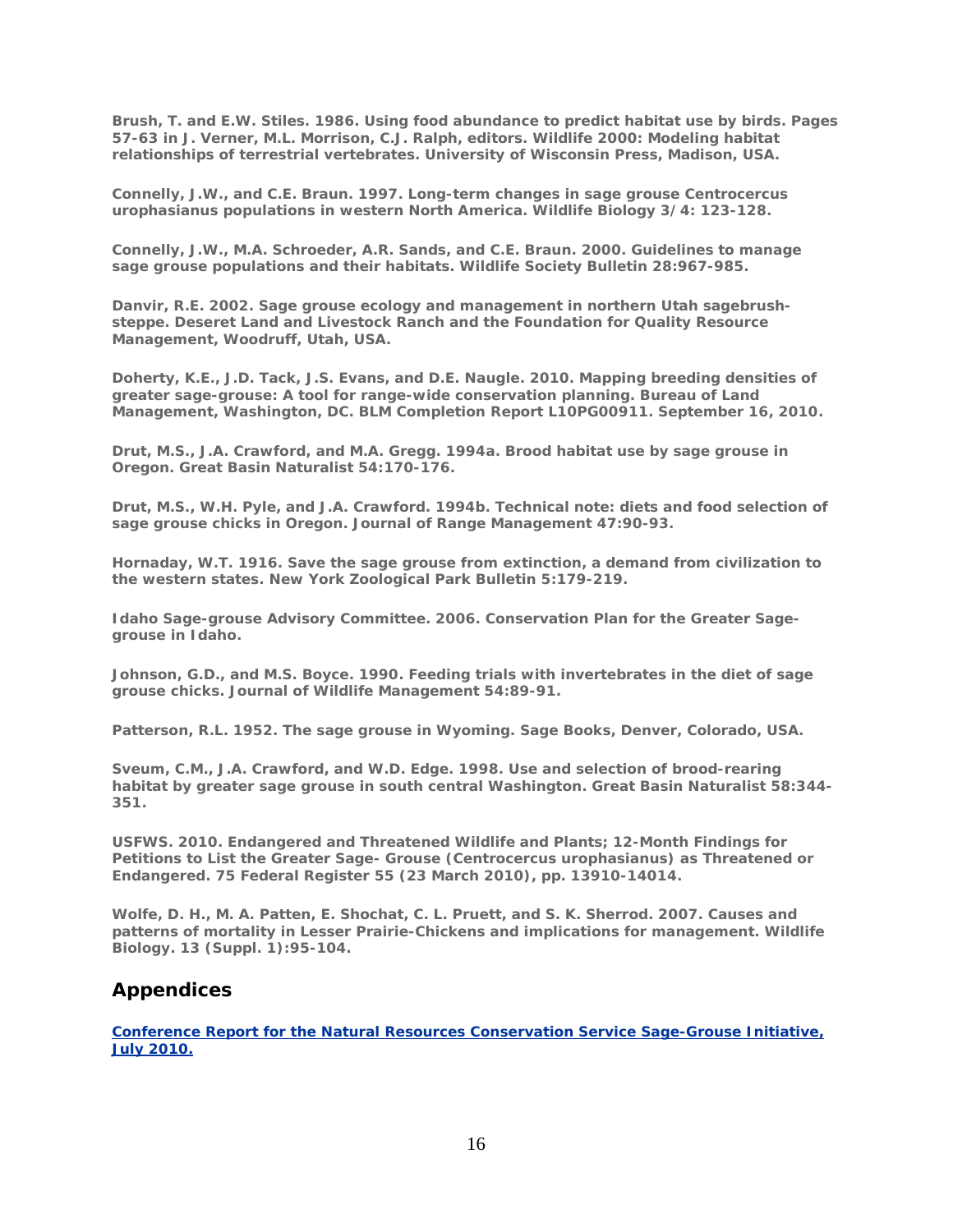**Brush, T. and E.W. Stiles. 1986. Using food abundance to predict habitat use by birds. Pages 57-63 in J. Verner, M.L. Morrison, C.J. Ralph, editors. Wildlife 2000: Modeling habitat relationships of terrestrial vertebrates. University of Wisconsin Press, Madison, USA.**

**Connelly, J.W., and C.E. Braun. 1997. Long-term changes in sage grouse Centrocercus urophasianus populations in western North America. Wildlife Biology 3/4: 123-128.**

**Connelly, J.W., M.A. Schroeder, A.R. Sands, and C.E. Braun. 2000. Guidelines to manage sage grouse populations and their habitats. Wildlife Society Bulletin 28:967-985.**

**Danvir, R.E. 2002. Sage grouse ecology and management in northern Utah sagebrush-steppe. Deseret Land and Livestock Ranch and the Foundation for Quality Resource Management, Woodruff, Utah, USA.**

**Doherty, K.E., J.D. Tack, J.S. Evans, and D.E. Naugle. 2010. Mapping breeding densities of greater sage-grouse: A tool for range-wide conservation planning. Bureau of Land Management, Washington, DC. BLM Completion Report L10PG00911. September 16, 2010.**

**Drut, M.S., J.A. Crawford, and M.A. Gregg. 1994a. Brood habitat use by sage grouse in Oregon. Great Basin Naturalist 54:170-176.**

**Drut, M.S., W.H. Pyle, and J.A. Crawford. 1994b. Technical note: diets and food selection of sage grouse chicks in Oregon. Journal of Range Management 47:90-93.**

**Hornaday, W.T. 1916. Save the sage grouse from extinction, a demand from civilization to the western states. New York Zoological Park Bulletin 5:179-219.**

**Idaho Sage-grouse Advisory Committee. 2006. Conservation Plan for the Greater Sage-grouse in Idaho.**

**Johnson, G.D., and M.S. Boyce. 1990. Feeding trials with invertebrates in the diet of sage grouse chicks. Journal of Wildlife Management 54:89-91.**

**Patterson, R.L. 1952. The sage grouse in Wyoming. Sage Books, Denver, Colorado, USA.**

**Sveum, C.M., J.A. Crawford, and W.D. Edge. 1998. Use and selection of brood-rearing habitat by greater sage grouse in south central Washington. Great Basin Naturalist 58:344-351.**

**USFWS. 2010. Endangered and Threatened Wildlife and Plants; 12-Month Findings for Petitions to List the Greater Sage- Grouse (Centrocercus urophasianus) as Threatened or Endangered. 75 Federal Register 55 (23 March 2010), pp. 13910-14014.**

**Wolfe, D. H., M. A. Patten, E. Shochat, C. L. Pruett, and S. K. Sherrod. 2007. Causes and patterns of mortality in Lesser Prairie-Chickens and implications for management. Wildlife Biology. 13 (Suppl. 1):95-104.**

## Appendices

**Conference Report for the Natural Resources Conservation Service Sage-Grouse Initiative, July 2010.**